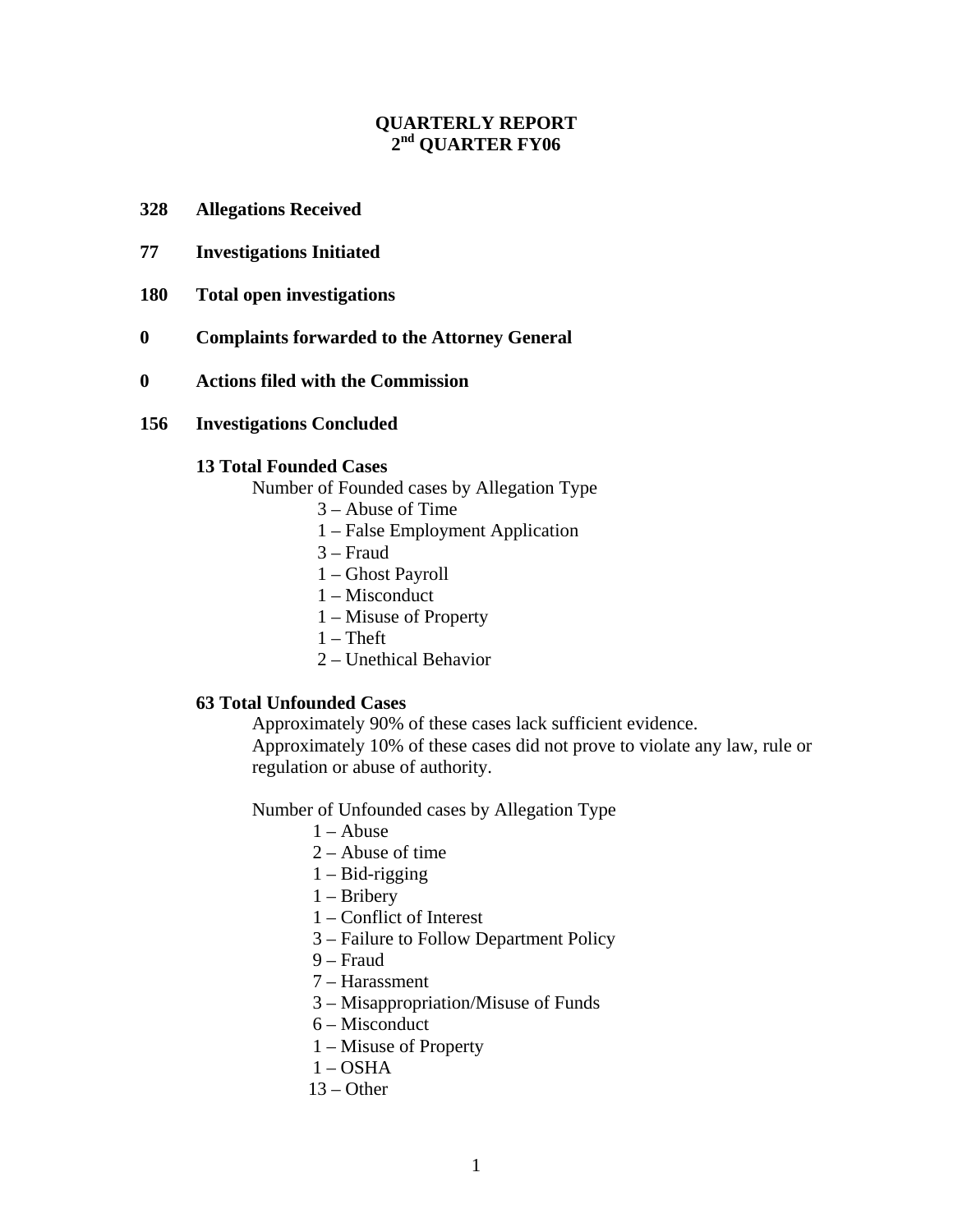# QUARTERLY REPORT
## 2nd QUARTER FY06

**328 Allegations Received**

**77 Investigations Initiated**

**180 Total open investigations**

**0 Complaints forwarded to the Attorney General**

**0 Actions filed with the Commission**

**156 Investigations Concluded**

**13 Total Founded Cases**

Number of Founded cases by Allegation Type

- 3 – Abuse of Time
- 1 – False Employment Application
- 3 – Fraud
- 1 – Ghost Payroll
- 1 – Misconduct
- 1 – Misuse of Property
- 1 – Theft
- 2 – Unethical Behavior

**63 Total Unfounded Cases**

Approximately 90% of these cases lack sufficient evidence.
Approximately 10% of these cases did not prove to violate any law, rule or regulation or abuse of authority.

Number of Unfounded cases by Allegation Type

- 1 – Abuse
- 2 – Abuse of time
- 1 – Bid-rigging
- 1 – Bribery
- 1 – Conflict of Interest
- 3 – Failure to Follow Department Policy
- 9 – Fraud
- 7 – Harassment
- 3 – Misappropriation/Misuse of Funds
- 6 – Misconduct
- 1 – Misuse of Property
- 1 – OSHA
- 13 – Other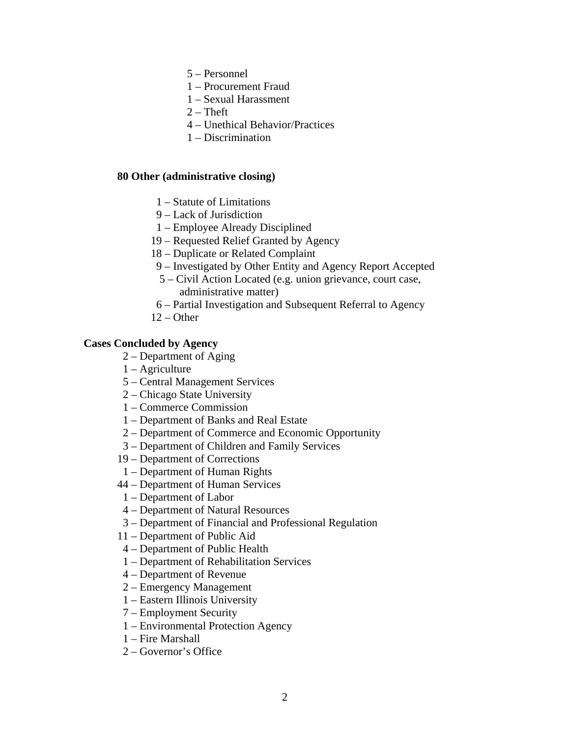- 5 – Personnel
- 1 – Procurement Fraud
- 1 – Sexual Harassment
- 2 – Theft
- 4 – Unethical Behavior/Practices
- 1 – Discrimination

**80 Other (administrative closing)**

- 1 – Statute of Limitations
- 9 – Lack of Jurisdiction
- 1 – Employee Already Disciplined
- 19 – Requested Relief Granted by Agency
- 18 – Duplicate or Related Complaint
- 9 – Investigated by Other Entity and Agency Report Accepted
- 5 – Civil Action Located (e.g. union grievance, court case, administrative matter)
- 6 – Partial Investigation and Subsequent Referral to Agency
- 12 – Other

**Cases Concluded by Agency**

- 2 – Department of Aging
- 1 – Agriculture
- 5 – Central Management Services
- 2 – Chicago State University
- 1 – Commerce Commission
- 1 – Department of Banks and Real Estate
- 2 – Department of Commerce and Economic Opportunity
- 3 – Department of Children and Family Services
- 19 – Department of Corrections
- 1 – Department of Human Rights
- 44 – Department of Human Services
- 1 – Department of Labor
- 4 – Department of Natural Resources
- 3 – Department of Financial and Professional Regulation
- 11 – Department of Public Aid
- 4 – Department of Public Health
- 1 – Department of Rehabilitation Services
- 4 – Department of Revenue
- 2 – Emergency Management
- 1 – Eastern Illinois University
- 7 – Employment Security
- 1 – Environmental Protection Agency
- 1 – Fire Marshall
- 2 – Governor's Office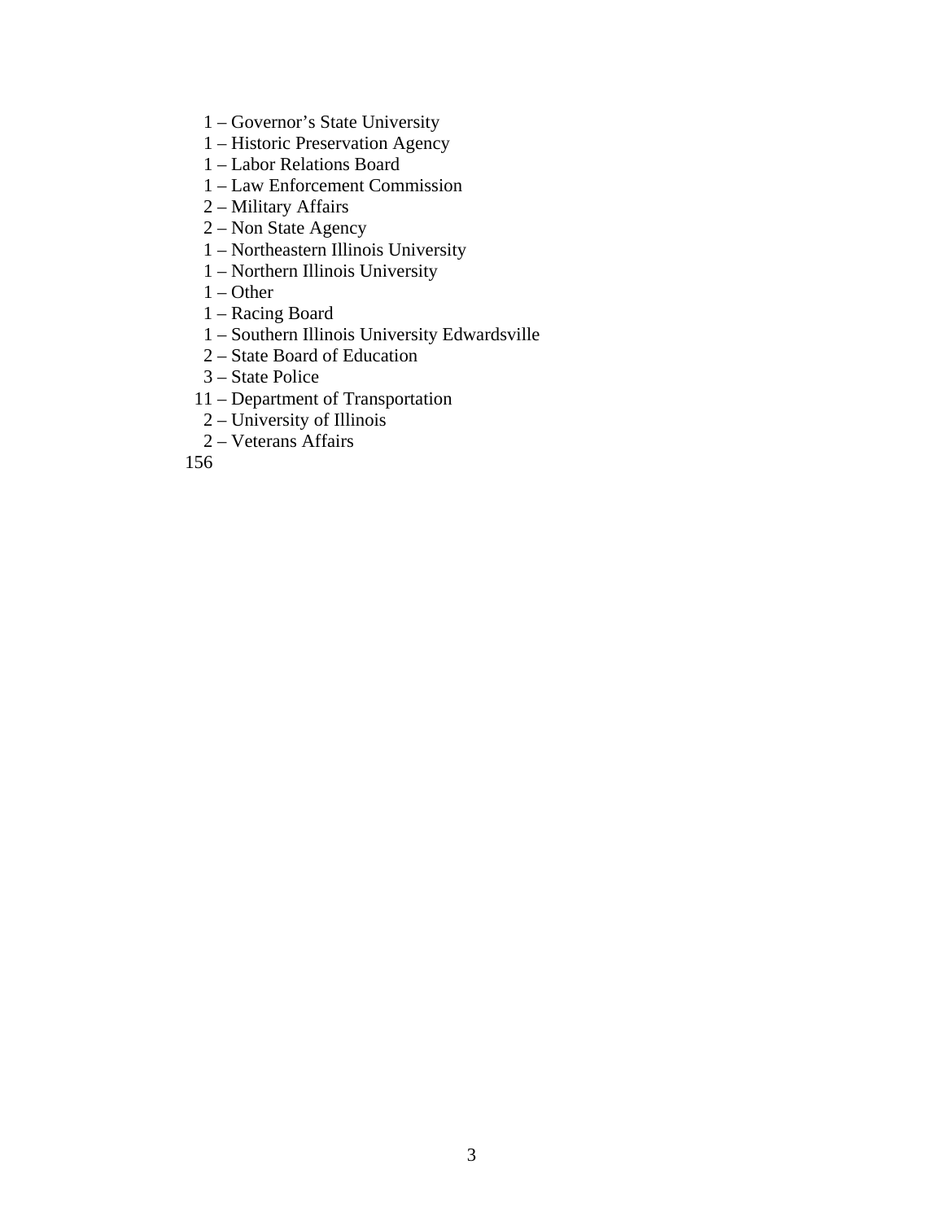1 – Governor's State University
1 – Historic Preservation Agency
1 – Labor Relations Board
1 – Law Enforcement Commission
2 – Military Affairs
2 – Non State Agency
1 – Northeastern Illinois University
1 – Northern Illinois University
1 – Other
1 – Racing Board
1 – Southern Illinois University Edwardsville
2 – State Board of Education
3 – State Police
11 – Department of Transportation
2 – University of Illinois
2 – Veterans Affairs
156